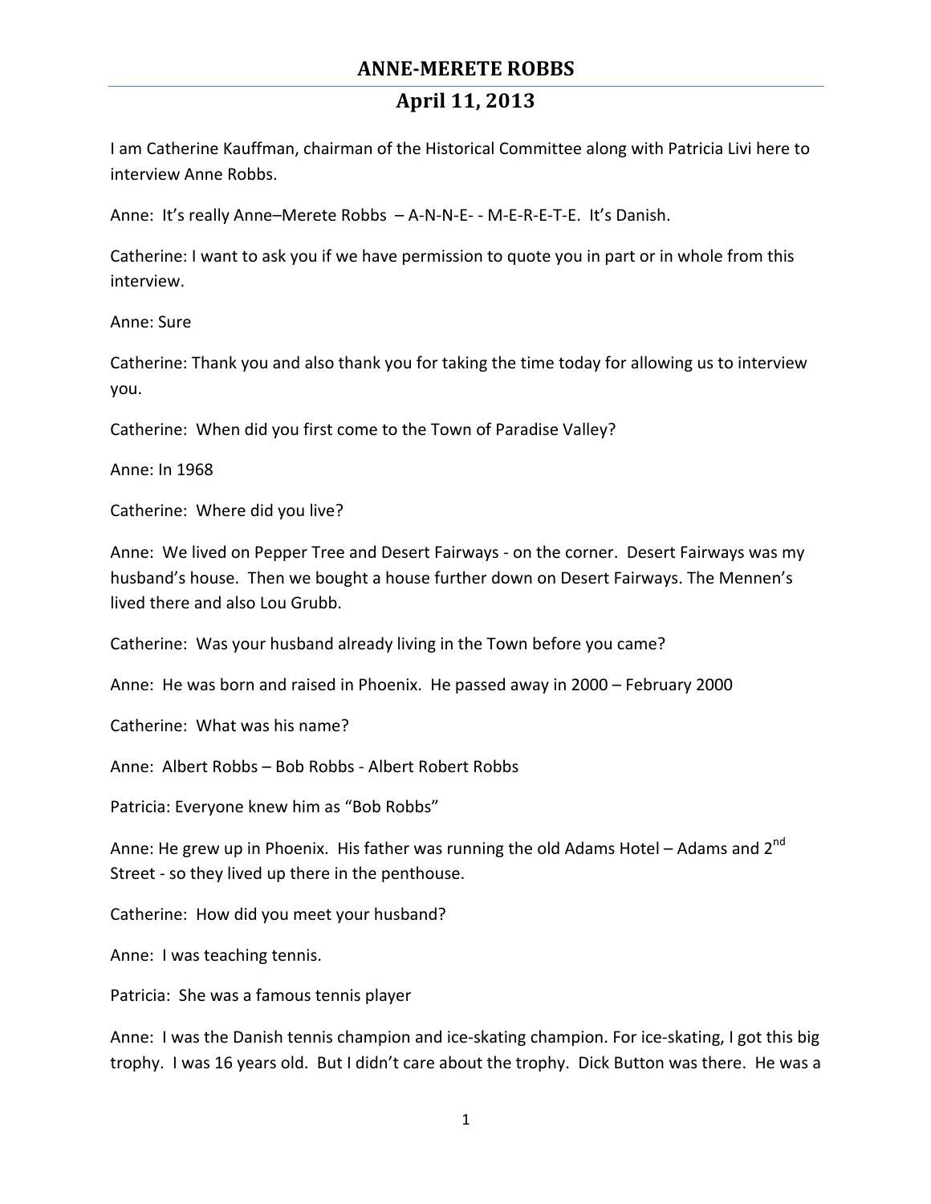# ANNE-MERETE ROBBS

## April 11, 2013

I am Catherine Kauffman, chairman of the Historical Committee along with Patricia Livi here to interview Anne Robbs.

Anne: It's really Anne–Merete Robbs – A-N-N-E- - M-E-R-E-T-E. It's Danish.

Catherine: I want to ask you if we have permission to quote you in part or in whole from this interview.

Anne: Sure

Catherine: Thank you and also thank you for taking the time today for allowing us to interview you.

Catherine: When did you first come to the Town of Paradise Valley?

Anne: In 1968

Catherine: Where did you live?

Anne: We lived on Pepper Tree and Desert Fairways - on the corner. Desert Fairways was my husband's house. Then we bought a house further down on Desert Fairways. The Mennen's lived there and also Lou Grubb.

Catherine: Was your husband already living in the Town before you came?

Anne: He was born and raised in Phoenix. He passed away in 2000 – February 2000

Catherine: What was his name?

Anne: Albert Robbs – Bob Robbs - Albert Robert Robbs

Patricia: Everyone knew him as "Bob Robbs"

Anne: He grew up in Phoenix. His father was running the old Adams Hotel – Adams and 2nd Street - so they lived up there in the penthouse.

Catherine: How did you meet your husband?

Anne: I was teaching tennis.

Patricia: She was a famous tennis player

Anne: I was the Danish tennis champion and ice-skating champion. For ice-skating, I got this big trophy. I was 16 years old. But I didn't care about the trophy. Dick Button was there. He was a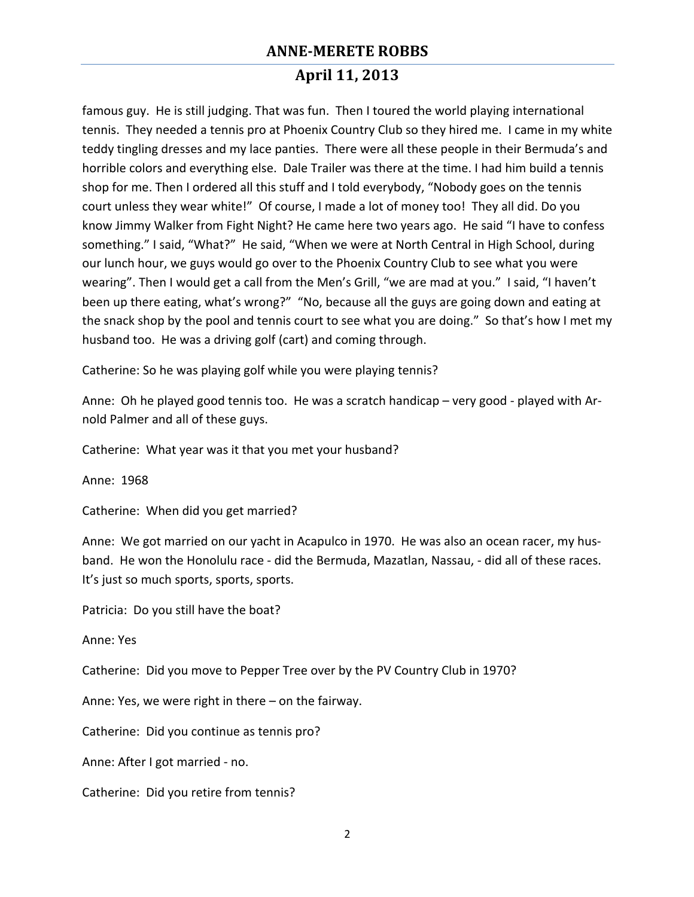famous guy. He is still judging. That was fun. Then I toured the world playing international tennis. They needed a tennis pro at Phoenix Country Club so they hired me. I came in my white teddy tingling dresses and my lace panties. There were all these people in their Bermuda's and horrible colors and everything else. Dale Trailer was there at the time. I had him build a tennis shop for me. Then I ordered all this stuff and I told everybody, "Nobody goes on the tennis court unless they wear white!" Of course, I made a lot of money too! They all did. Do you know Jimmy Walker from Fight Night? He came here two years ago. He said "I have to confess something." I said, "What?" He said, "When we were at North Central in High School, during our lunch hour, we guys would go over to the Phoenix Country Club to see what you were wearing". Then I would get a call from the Men's Grill, "we are mad at you." I said, "I haven't been up there eating, what's wrong?" "No, because all the guys are going down and eating at the snack shop by the pool and tennis court to see what you are doing." So that's how I met my husband too. He was a driving golf (cart) and coming through.

Catherine: So he was playing golf while you were playing tennis?

Anne: Oh he played good tennis too. He was a scratch handicap – very good - played with Arnold Palmer and all of these guys.

Catherine: What year was it that you met your husband?

Anne: 1968

Catherine: When did you get married?

Anne: We got married on our yacht in Acapulco in 1970. He was also an ocean racer, my husband. He won the Honolulu race - did the Bermuda, Mazatlan, Nassau, - did all of these races. It's just so much sports, sports, sports.

Patricia: Do you still have the boat?

Anne: Yes

Catherine: Did you move to Pepper Tree over by the PV Country Club in 1970?

Anne: Yes, we were right in there – on the fairway.

Catherine: Did you continue as tennis pro?

Anne: After I got married - no.

Catherine: Did you retire from tennis?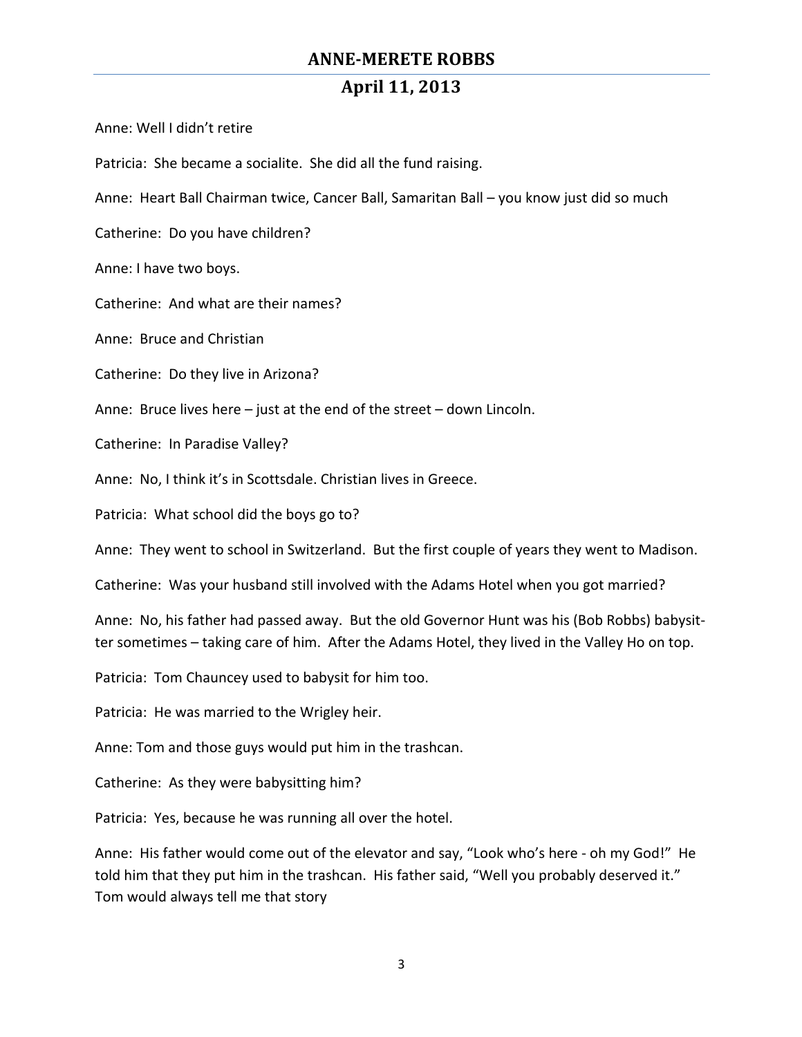Anne: Well I didn't retire

Patricia: She became a socialite. She did all the fund raising.

Anne: Heart Ball Chairman twice, Cancer Ball, Samaritan Ball – you know just did so much

Catherine: Do you have children?

Anne: I have two boys.

Catherine: And what are their names?

Anne: Bruce and Christian

Catherine: Do they live in Arizona?

Anne: Bruce lives here – just at the end of the street – down Lincoln.

Catherine: In Paradise Valley?

Anne: No, I think it's in Scottsdale. Christian lives in Greece.

Patricia: What school did the boys go to?

Anne: They went to school in Switzerland. But the first couple of years they went to Madison.

Catherine: Was your husband still involved with the Adams Hotel when you got married?

Anne: No, his father had passed away. But the old Governor Hunt was his (Bob Robbs) babysitter sometimes – taking care of him. After the Adams Hotel, they lived in the Valley Ho on top.

Patricia: Tom Chauncey used to babysit for him too.

Patricia: He was married to the Wrigley heir.

Anne: Tom and those guys would put him in the trashcan.

Catherine: As they were babysitting him?

Patricia: Yes, because he was running all over the hotel.

Anne: His father would come out of the elevator and say, "Look who's here - oh my God!" He told him that they put him in the trashcan. His father said, "Well you probably deserved it." Tom would always tell me that story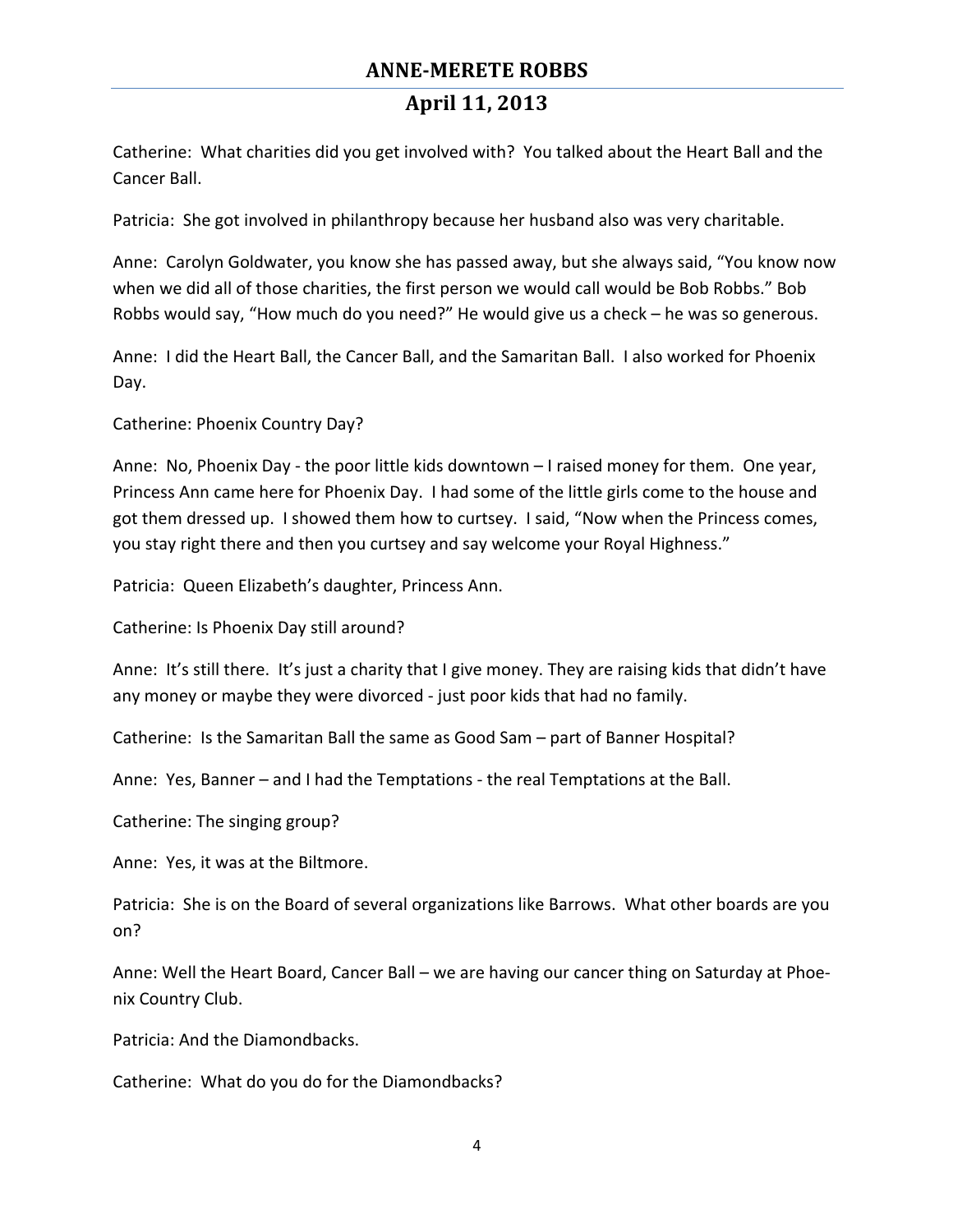Catherine: What charities did you get involved with? You talked about the Heart Ball and the Cancer Ball.

Patricia: She got involved in philanthropy because her husband also was very charitable.

Anne: Carolyn Goldwater, you know she has passed away, but she always said, "You know now when we did all of those charities, the first person we would call would be Bob Robbs." Bob Robbs would say, "How much do you need?" He would give us a check – he was so generous.

Anne: I did the Heart Ball, the Cancer Ball, and the Samaritan Ball. I also worked for Phoenix Day.

Catherine: Phoenix Country Day?

Anne: No, Phoenix Day - the poor little kids downtown – I raised money for them. One year, Princess Ann came here for Phoenix Day. I had some of the little girls come to the house and got them dressed up. I showed them how to curtsey. I said, "Now when the Princess comes, you stay right there and then you curtsey and say welcome your Royal Highness."

Patricia: Queen Elizabeth's daughter, Princess Ann.

Catherine: Is Phoenix Day still around?

Anne: It's still there. It's just a charity that I give money. They are raising kids that didn't have any money or maybe they were divorced - just poor kids that had no family.

Catherine: Is the Samaritan Ball the same as Good Sam – part of Banner Hospital?

Anne: Yes, Banner – and I had the Temptations - the real Temptations at the Ball.

Catherine: The singing group?

Anne: Yes, it was at the Biltmore.

Patricia: She is on the Board of several organizations like Barrows. What other boards are you on?

Anne: Well the Heart Board, Cancer Ball – we are having our cancer thing on Saturday at Phoenix Country Club.

Patricia: And the Diamondbacks.

Catherine: What do you do for the Diamondbacks?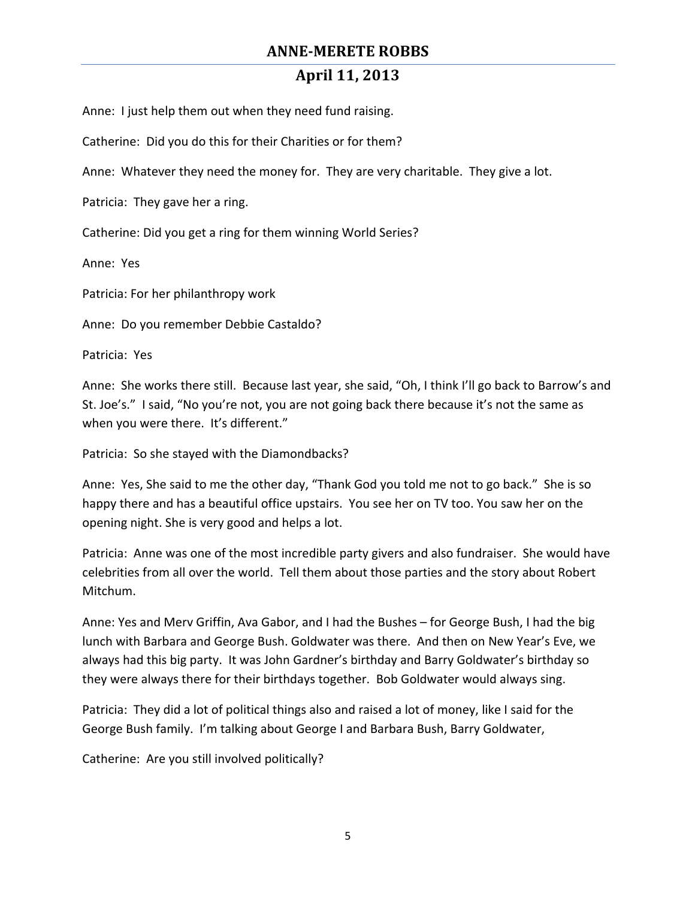Anne: I just help them out when they need fund raising.

Catherine: Did you do this for their Charities or for them?

Anne: Whatever they need the money for. They are very charitable. They give a lot.

Patricia: They gave her a ring.

Catherine: Did you get a ring for them winning World Series?

Anne: Yes

Patricia: For her philanthropy work

Anne: Do you remember Debbie Castaldo?

Patricia: Yes

Anne: She works there still. Because last year, she said, "Oh, I think I'll go back to Barrow's and St. Joe's." I said, "No you're not, you are not going back there because it's not the same as when you were there. It's different."

Patricia: So she stayed with the Diamondbacks?

Anne: Yes, She said to me the other day, "Thank God you told me not to go back." She is so happy there and has a beautiful office upstairs. You see her on TV too. You saw her on the opening night. She is very good and helps a lot.

Patricia: Anne was one of the most incredible party givers and also fundraiser. She would have celebrities from all over the world. Tell them about those parties and the story about Robert Mitchum.

Anne: Yes and Merv Griffin, Ava Gabor, and I had the Bushes – for George Bush, I had the big lunch with Barbara and George Bush. Goldwater was there. And then on New Year's Eve, we always had this big party. It was John Gardner's birthday and Barry Goldwater's birthday so they were always there for their birthdays together. Bob Goldwater would always sing.

Patricia: They did a lot of political things also and raised a lot of money, like I said for the George Bush family. I'm talking about George I and Barbara Bush, Barry Goldwater,

Catherine: Are you still involved politically?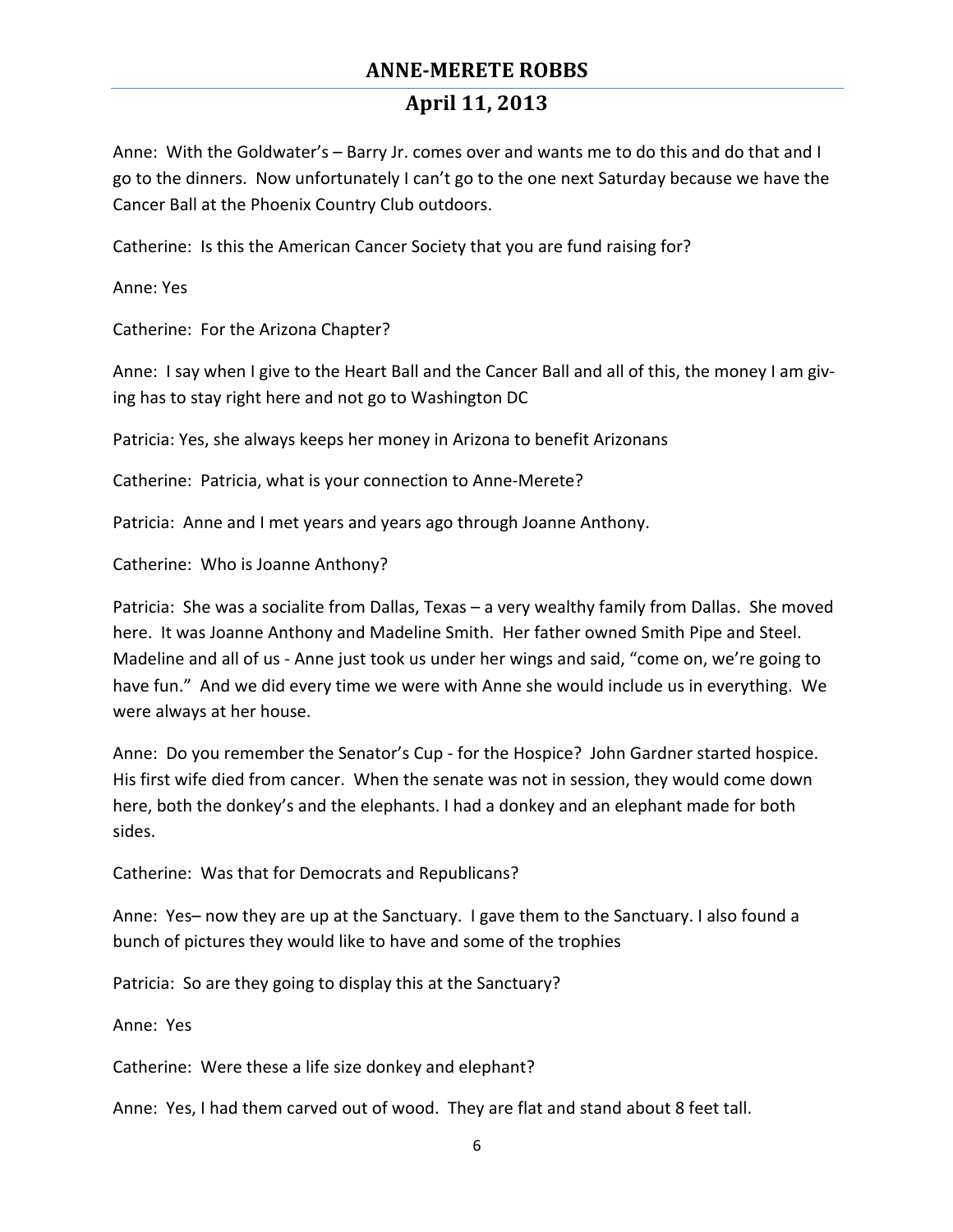Anne: With the Goldwater's – Barry Jr. comes over and wants me to do this and do that and I go to the dinners. Now unfortunately I can't go to the one next Saturday because we have the Cancer Ball at the Phoenix Country Club outdoors.

Catherine: Is this the American Cancer Society that you are fund raising for?

Anne: Yes

Catherine: For the Arizona Chapter?

Anne: I say when I give to the Heart Ball and the Cancer Ball and all of this, the money I am giving has to stay right here and not go to Washington DC

Patricia: Yes, she always keeps her money in Arizona to benefit Arizonans

Catherine: Patricia, what is your connection to Anne-Merete?

Patricia: Anne and I met years and years ago through Joanne Anthony.

Catherine: Who is Joanne Anthony?

Patricia: She was a socialite from Dallas, Texas – a very wealthy family from Dallas. She moved here. It was Joanne Anthony and Madeline Smith. Her father owned Smith Pipe and Steel. Madeline and all of us - Anne just took us under her wings and said, "come on, we're going to have fun." And we did every time we were with Anne she would include us in everything. We were always at her house.

Anne: Do you remember the Senator's Cup - for the Hospice? John Gardner started hospice. His first wife died from cancer. When the senate was not in session, they would come down here, both the donkey's and the elephants. I had a donkey and an elephant made for both sides.

Catherine: Was that for Democrats and Republicans?

Anne: Yes– now they are up at the Sanctuary. I gave them to the Sanctuary. I also found a bunch of pictures they would like to have and some of the trophies

Patricia: So are they going to display this at the Sanctuary?

Anne: Yes

Catherine: Were these a life size donkey and elephant?

Anne: Yes, I had them carved out of wood. They are flat and stand about 8 feet tall.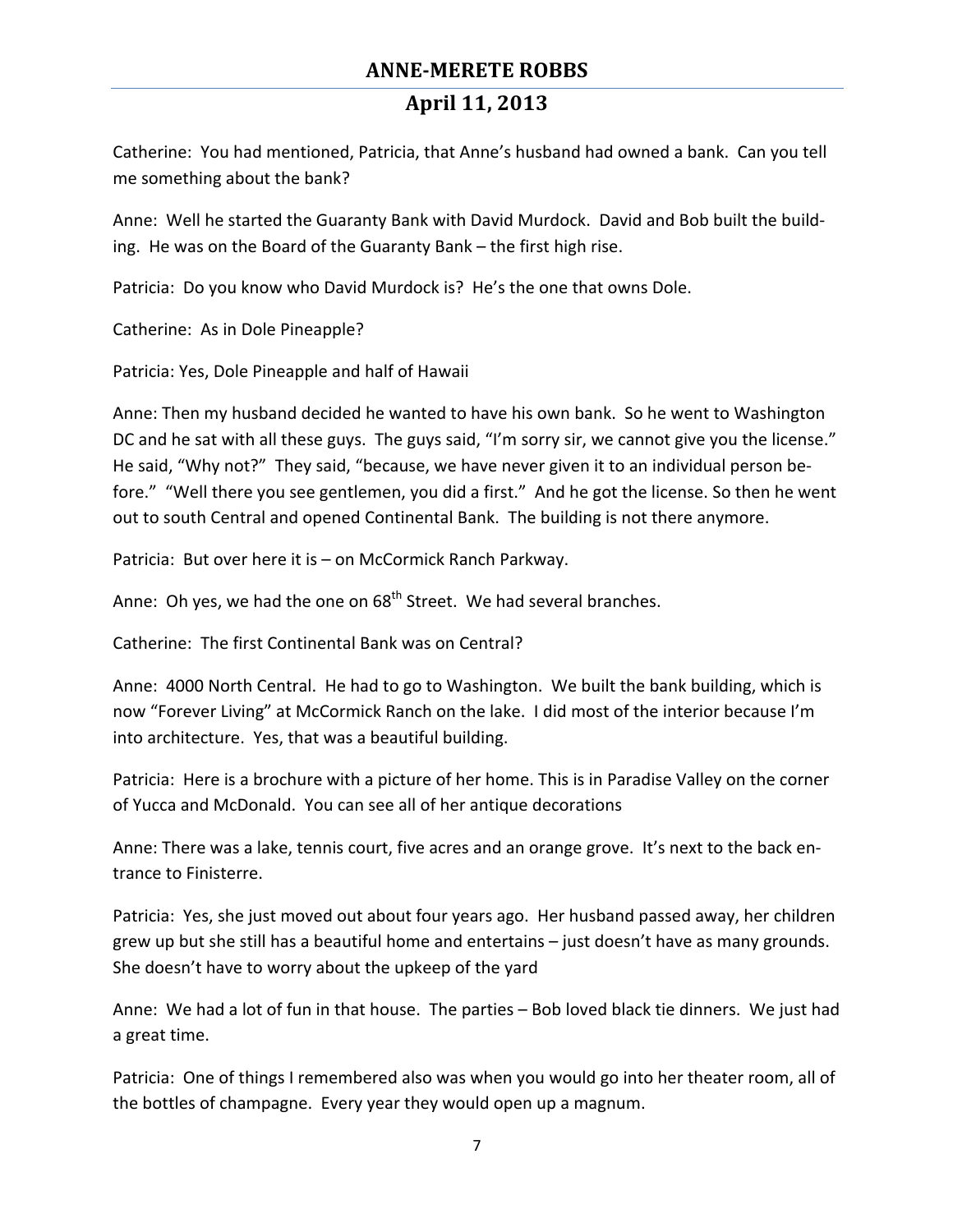Catherine: You had mentioned, Patricia, that Anne's husband had owned a bank. Can you tell me something about the bank?

Anne: Well he started the Guaranty Bank with David Murdock. David and Bob built the building. He was on the Board of the Guaranty Bank – the first high rise.

Patricia: Do you know who David Murdock is? He's the one that owns Dole.

Catherine: As in Dole Pineapple?

Patricia: Yes, Dole Pineapple and half of Hawaii

Anne: Then my husband decided he wanted to have his own bank. So he went to Washington DC and he sat with all these guys. The guys said, "I'm sorry sir, we cannot give you the license." He said, "Why not?" They said, "because, we have never given it to an individual person before." "Well there you see gentlemen, you did a first." And he got the license. So then he went out to south Central and opened Continental Bank. The building is not there anymore.

Patricia: But over here it is – on McCormick Ranch Parkway.

Anne: Oh yes, we had the one on 68th Street. We had several branches.

Catherine: The first Continental Bank was on Central?

Anne: 4000 North Central. He had to go to Washington. We built the bank building, which is now "Forever Living" at McCormick Ranch on the lake. I did most of the interior because I'm into architecture. Yes, that was a beautiful building.

Patricia: Here is a brochure with a picture of her home. This is in Paradise Valley on the corner of Yucca and McDonald. You can see all of her antique decorations

Anne: There was a lake, tennis court, five acres and an orange grove. It's next to the back entrance to Finisterre.

Patricia: Yes, she just moved out about four years ago. Her husband passed away, her children grew up but she still has a beautiful home and entertains – just doesn't have as many grounds. She doesn't have to worry about the upkeep of the yard

Anne: We had a lot of fun in that house. The parties – Bob loved black tie dinners. We just had a great time.

Patricia: One of things I remembered also was when you would go into her theater room, all of the bottles of champagne. Every year they would open up a magnum.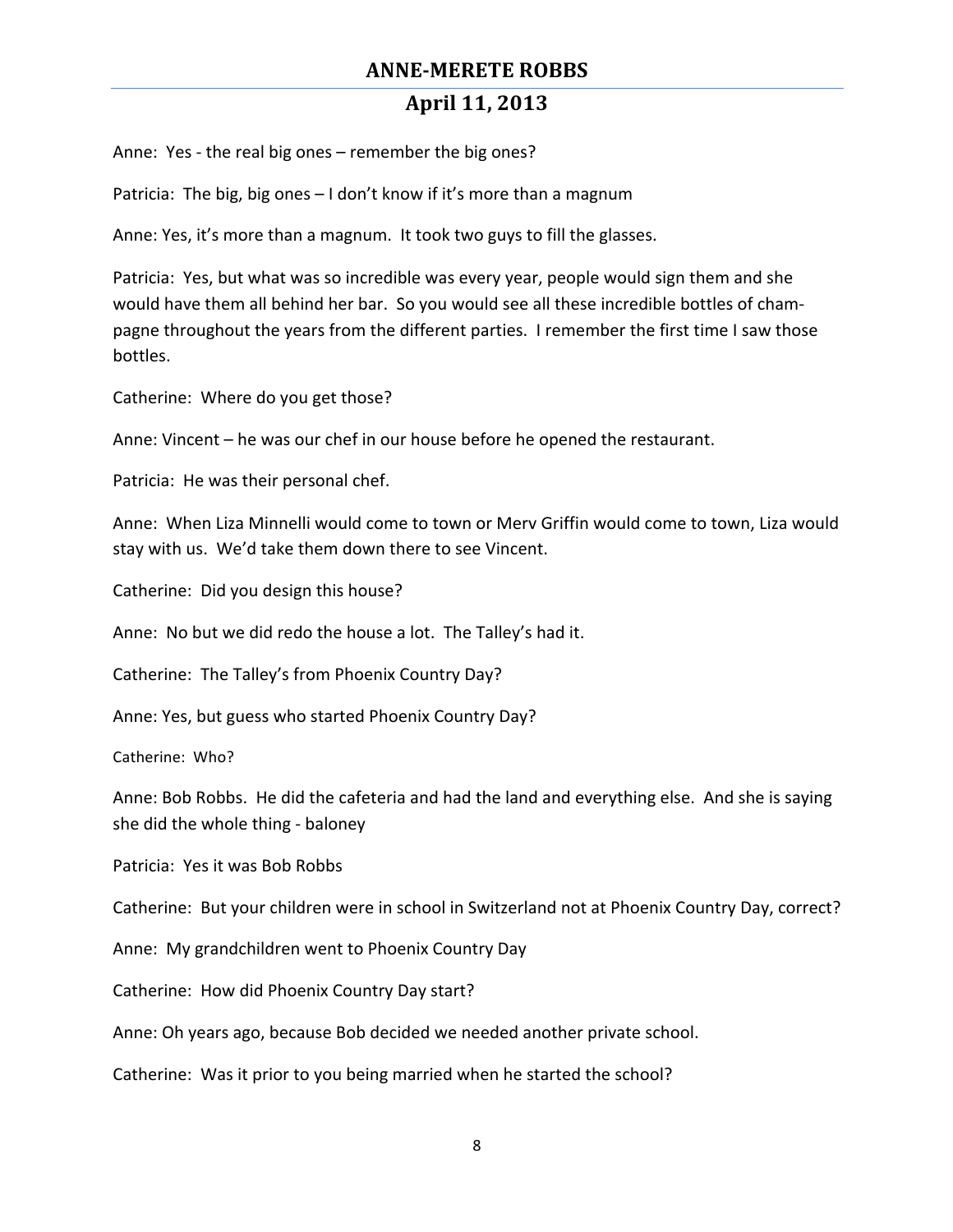Anne: Yes - the real big ones – remember the big ones?

Patricia: The big, big ones – I don't know if it's more than a magnum

Anne: Yes, it's more than a magnum. It took two guys to fill the glasses.

Patricia: Yes, but what was so incredible was every year, people would sign them and she would have them all behind her bar. So you would see all these incredible bottles of champagne throughout the years from the different parties. I remember the first time I saw those bottles.

Catherine: Where do you get those?

Anne: Vincent – he was our chef in our house before he opened the restaurant.

Patricia: He was their personal chef.

Anne: When Liza Minnelli would come to town or Merv Griffin would come to town, Liza would stay with us. We'd take them down there to see Vincent.

Catherine: Did you design this house?

Anne: No but we did redo the house a lot. The Talley's had it.

Catherine: The Talley's from Phoenix Country Day?

Anne: Yes, but guess who started Phoenix Country Day?

Catherine: Who?

Anne: Bob Robbs. He did the cafeteria and had the land and everything else. And she is saying she did the whole thing - baloney

Patricia: Yes it was Bob Robbs

Catherine: But your children were in school in Switzerland not at Phoenix Country Day, correct?

Anne: My grandchildren went to Phoenix Country Day

Catherine: How did Phoenix Country Day start?

Anne: Oh years ago, because Bob decided we needed another private school.

Catherine: Was it prior to you being married when he started the school?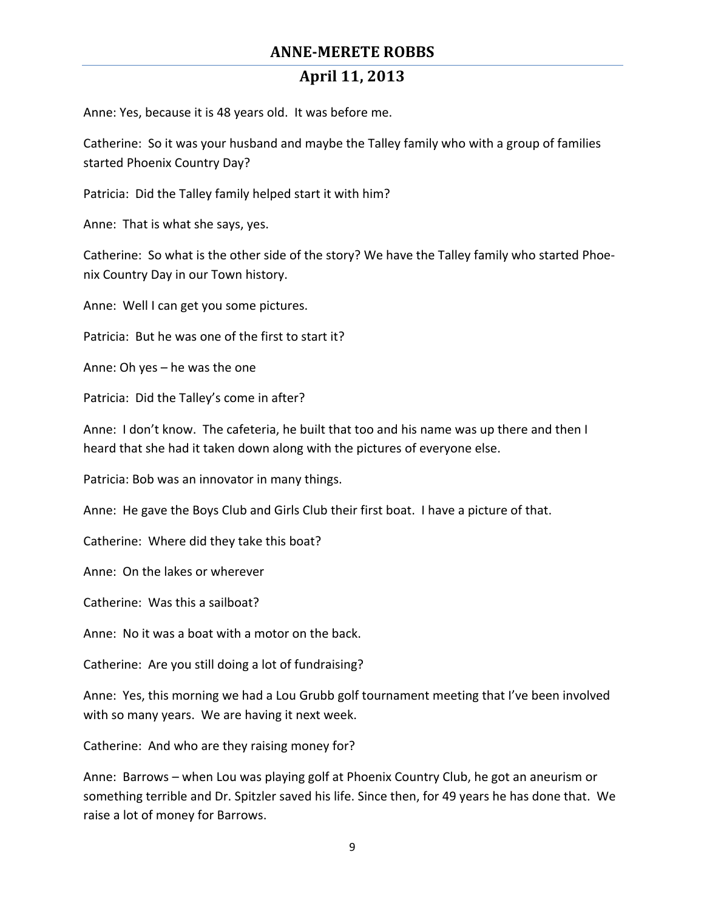Anne: Yes, because it is 48 years old. It was before me.

Catherine: So it was your husband and maybe the Talley family who with a group of families started Phoenix Country Day?

Patricia: Did the Talley family helped start it with him?

Anne: That is what she says, yes.

Catherine: So what is the other side of the story? We have the Talley family who started Phoenix Country Day in our Town history.

Anne: Well I can get you some pictures.

Patricia: But he was one of the first to start it?

Anne: Oh yes – he was the one

Patricia: Did the Talley's come in after?

Anne: I don't know. The cafeteria, he built that too and his name was up there and then I heard that she had it taken down along with the pictures of everyone else.

Patricia: Bob was an innovator in many things.

Anne: He gave the Boys Club and Girls Club their first boat. I have a picture of that.

Catherine: Where did they take this boat?

Anne: On the lakes or wherever

Catherine: Was this a sailboat?

Anne: No it was a boat with a motor on the back.

Catherine: Are you still doing a lot of fundraising?

Anne: Yes, this morning we had a Lou Grubb golf tournament meeting that I've been involved with so many years. We are having it next week.

Catherine: And who are they raising money for?

Anne: Barrows – when Lou was playing golf at Phoenix Country Club, he got an aneurism or something terrible and Dr. Spitzler saved his life. Since then, for 49 years he has done that. We raise a lot of money for Barrows.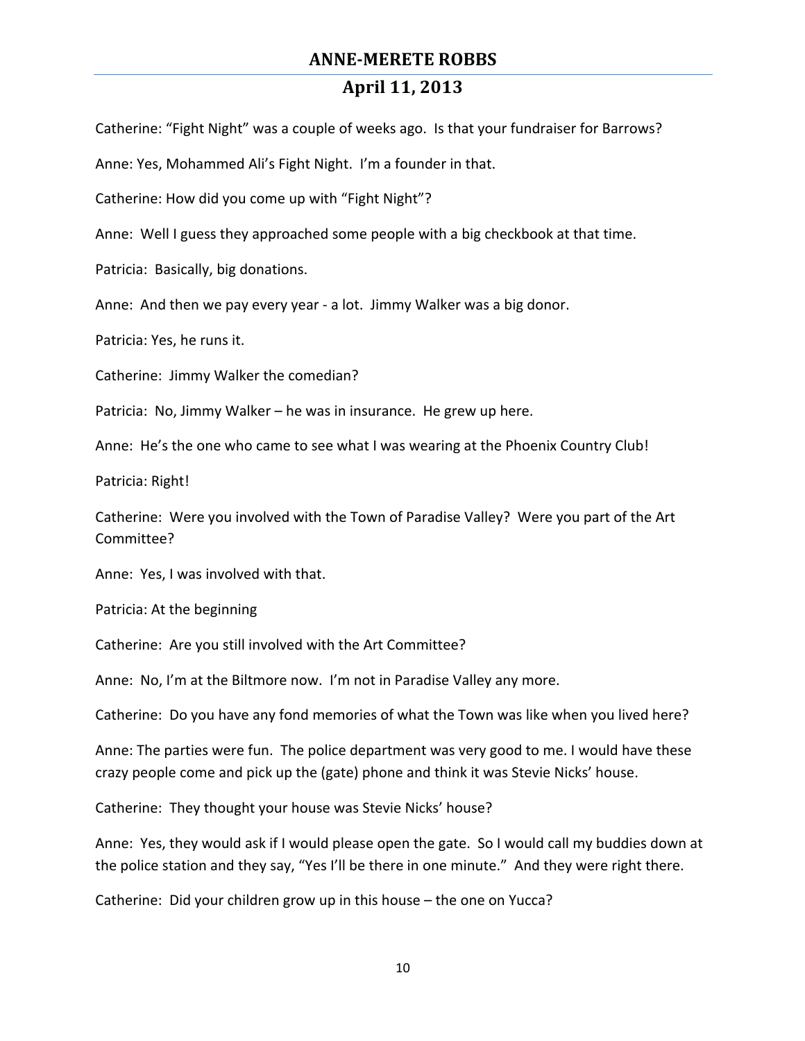Catherine: “Fight Night” was a couple of weeks ago. Is that your fundraiser for Barrows?

Anne: Yes, Mohammed Ali’s Fight Night. I’m a founder in that.

Catherine: How did you come up with “Fight Night”?

Anne: Well I guess they approached some people with a big checkbook at that time.

Patricia: Basically, big donations.

Anne: And then we pay every year - a lot. Jimmy Walker was a big donor.

Patricia: Yes, he runs it.

Catherine: Jimmy Walker the comedian?

Patricia: No, Jimmy Walker – he was in insurance. He grew up here.

Anne: He’s the one who came to see what I was wearing at the Phoenix Country Club!

Patricia: Right!

Catherine: Were you involved with the Town of Paradise Valley? Were you part of the Art Committee?

Anne: Yes, I was involved with that.

Patricia: At the beginning

Catherine: Are you still involved with the Art Committee?

Anne: No, I’m at the Biltmore now. I’m not in Paradise Valley any more.

Catherine: Do you have any fond memories of what the Town was like when you lived here?

Anne: The parties were fun. The police department was very good to me. I would have these crazy people come and pick up the (gate) phone and think it was Stevie Nicks’ house.

Catherine: They thought your house was Stevie Nicks’ house?

Anne: Yes, they would ask if I would please open the gate. So I would call my buddies down at the police station and they say, “Yes I’ll be there in one minute.” And they were right there.

Catherine: Did your children grow up in this house – the one on Yucca?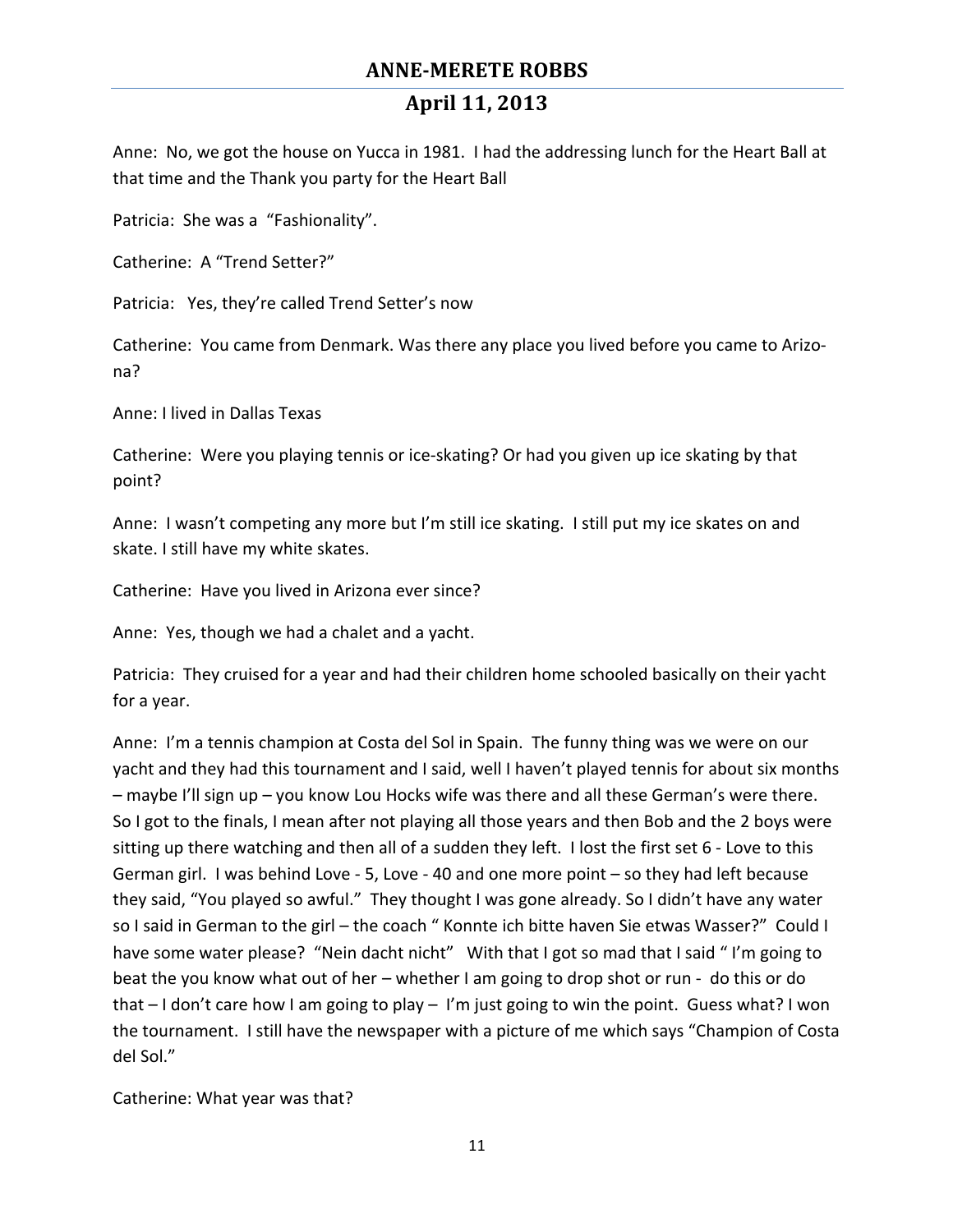Anne: No, we got the house on Yucca in 1981. I had the addressing lunch for the Heart Ball at that time and the Thank you party for the Heart Ball

Patricia: She was a "Fashionality".

Catherine: A "Trend Setter?"

Patricia: Yes, they're called Trend Setter's now

Catherine: You came from Denmark. Was there any place you lived before you came to Arizona?

Anne: I lived in Dallas Texas

Catherine: Were you playing tennis or ice-skating? Or had you given up ice skating by that point?

Anne: I wasn't competing any more but I'm still ice skating. I still put my ice skates on and skate. I still have my white skates.

Catherine: Have you lived in Arizona ever since?

Anne: Yes, though we had a chalet and a yacht.

Patricia: They cruised for a year and had their children home schooled basically on their yacht for a year.

Anne: I'm a tennis champion at Costa del Sol in Spain. The funny thing was we were on our yacht and they had this tournament and I said, well I haven't played tennis for about six months – maybe I'll sign up – you know Lou Hocks wife was there and all these German's were there. So I got to the finals, I mean after not playing all those years and then Bob and the 2 boys were sitting up there watching and then all of a sudden they left. I lost the first set 6 - Love to this German girl. I was behind Love - 5, Love - 40 and one more point – so they had left because they said, "You played so awful." They thought I was gone already. So I didn't have any water so I said in German to the girl – the coach " Konnte ich bitte haven Sie etwas Wasser?" Could I have some water please? "Nein dacht nicht" With that I got so mad that I said " I'm going to beat the you know what out of her – whether I am going to drop shot or run - do this or do that – I don't care how I am going to play – I'm just going to win the point. Guess what? I won the tournament. I still have the newspaper with a picture of me which says "Champion of Costa del Sol."

Catherine: What year was that?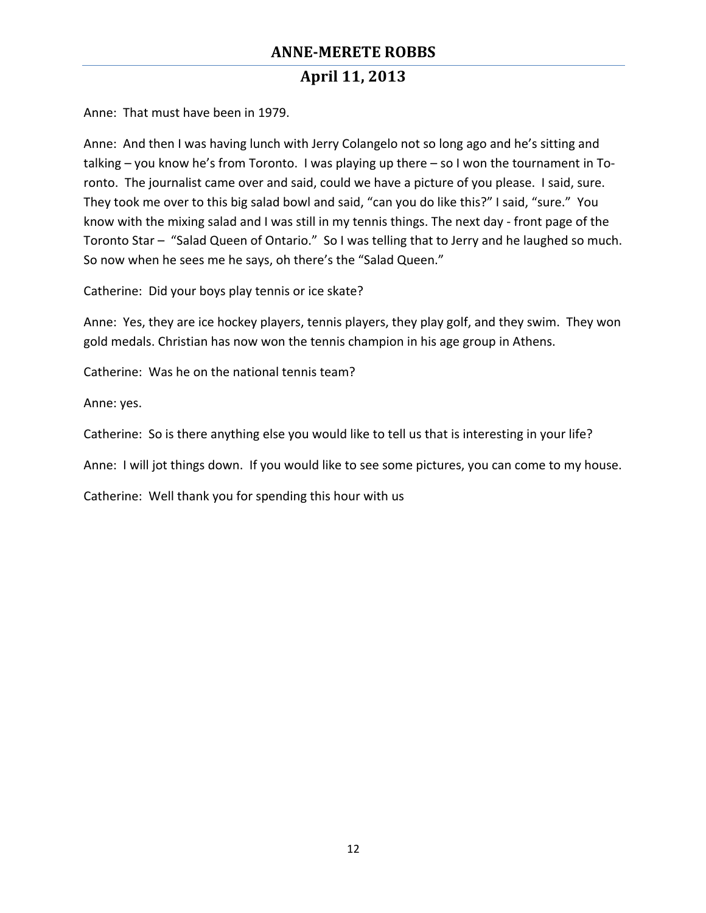Anne: That must have been in 1979.

Anne: And then I was having lunch with Jerry Colangelo not so long ago and he's sitting and talking – you know he's from Toronto. I was playing up there – so I won the tournament in Toronto. The journalist came over and said, could we have a picture of you please. I said, sure. They took me over to this big salad bowl and said, "can you do like this?" I said, "sure." You know with the mixing salad and I was still in my tennis things. The next day - front page of the Toronto Star – "Salad Queen of Ontario." So I was telling that to Jerry and he laughed so much. So now when he sees me he says, oh there's the "Salad Queen."

Catherine: Did your boys play tennis or ice skate?

Anne: Yes, they are ice hockey players, tennis players, they play golf, and they swim. They won gold medals. Christian has now won the tennis champion in his age group in Athens.

Catherine: Was he on the national tennis team?

Anne: yes.

Catherine: So is there anything else you would like to tell us that is interesting in your life?

Anne: I will jot things down. If you would like to see some pictures, you can come to my house.

Catherine: Well thank you for spending this hour with us